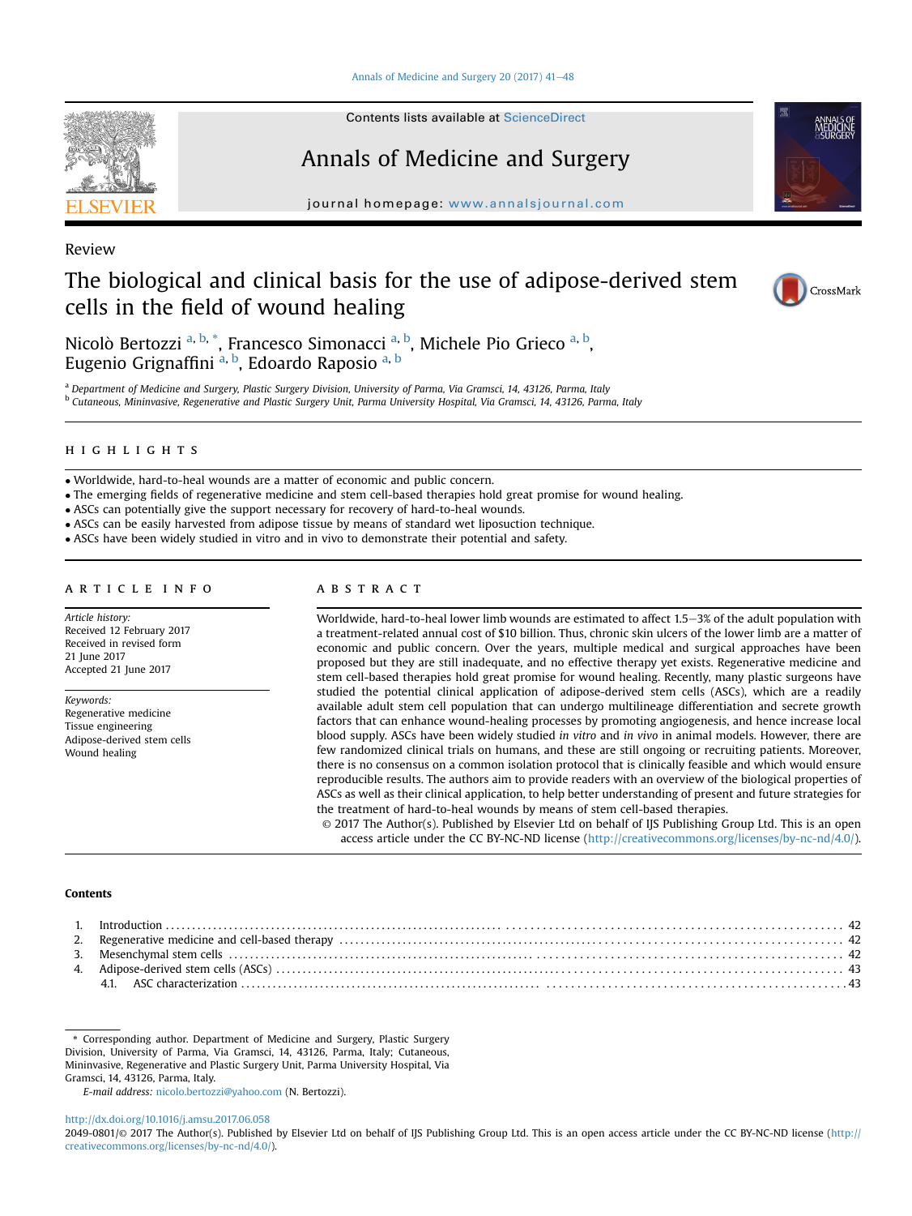Review

# The biological and clinical basis for the use of adipose-derived stem cells in the field of wound healing

Nicolò Bertozzi [a, b, *], Francesco Simonacci [a, b], Michele Pio Grieco [a, b], Eugenio Grignaffini [a, b], Edoardo Raposio [a, b]

[a] Department of Medicine and Surgery, Plastic Surgery Division, University of Parma, Via Gramsci, 14, 43126, Parma, Italy
[b] Cutaneous, Mininvasive, Regenerative and Plastic Surgery Unit, Parma University Hospital, Via Gramsci, 14, 43126, Parma, Italy

## HIGHLIGHTS

- Worldwide, hard-to-heal wounds are a matter of economic and public concern.
- The emerging fields of regenerative medicine and stem cell-based therapies hold great promise for wound healing.
- ASCs can potentially give the support necessary for recovery of hard-to-heal wounds.
- ASCs can be easily harvested from adipose tissue by means of standard wet liposuction technique.
- ASCs have been widely studied in vitro and in vivo to demonstrate their potential and safety.

## ARTICLE INFO

*Article history:*
Received 12 February 2017
Received in revised form 21 June 2017
Accepted 21 June 2017

*Keywords:*
Regenerative medicine
Tissue engineering
Adipose-derived stem cells
Wound healing

## ABSTRACT

Worldwide, hard-to-heal lower limb wounds are estimated to affect 1.5–3% of the adult population with a treatment-related annual cost of $10 billion. Thus, chronic skin ulcers of the lower limb are a matter of economic and public concern. Over the years, multiple medical and surgical approaches have been proposed but they are still inadequate, and no effective therapy yet exists. Regenerative medicine and stem cell-based therapies hold great promise for wound healing. Recently, many plastic surgeons have studied the potential clinical application of adipose-derived stem cells (ASCs), which are a readily available adult stem cell population that can undergo multilineage differentiation and secrete growth factors that can enhance wound-healing processes by promoting angiogenesis, and hence increase local blood supply. ASCs have been widely studied *in vitro* and *in vivo* in animal models. However, there are few randomized clinical trials on humans, and these are still ongoing or recruiting patients. Moreover, there is no consensus on a common isolation protocol that is clinically feasible and which would ensure reproducible results. The authors aim to provide readers with an overview of the biological properties of ASCs as well as their clinical application, to help better understanding of present and future strategies for the treatment of hard-to-heal wounds by means of stem cell-based therapies.

© 2017 The Author(s). Published by Elsevier Ltd on behalf of IJS Publishing Group Ltd. This is an open access article under the CC BY-NC-ND license (http://creativecommons.org/licenses/by-nc-nd/4.0/).

## Contents

1. Introduction ... 42
2. Regenerative medicine and cell-based therapy ... 42
3. Mesenchymal stem cells ... 42
4. Adipose-derived stem cells (ASCs) ... 43
   4.1. ASC characterization ... 43

\* Corresponding author. Department of Medicine and Surgery, Plastic Surgery Division, University of Parma, Via Gramsci, 14, 43126, Parma, Italy; Cutaneous, Mininvasive, Regenerative and Plastic Surgery Unit, Parma University Hospital, Via Gramsci, 14, 43126, Parma, Italy.
*E-mail address:* nicolo.bertozzi@yahoo.com (N. Bertozzi).

http://dx.doi.org/10.1016/j.amsu.2017.06.058
2049-0801/© 2017 The Author(s). Published by Elsevier Ltd on behalf of IJS Publishing Group Ltd. This is an open access article under the CC BY-NC-ND license (http://creativecommons.org/licenses/by-nc-nd/4.0/).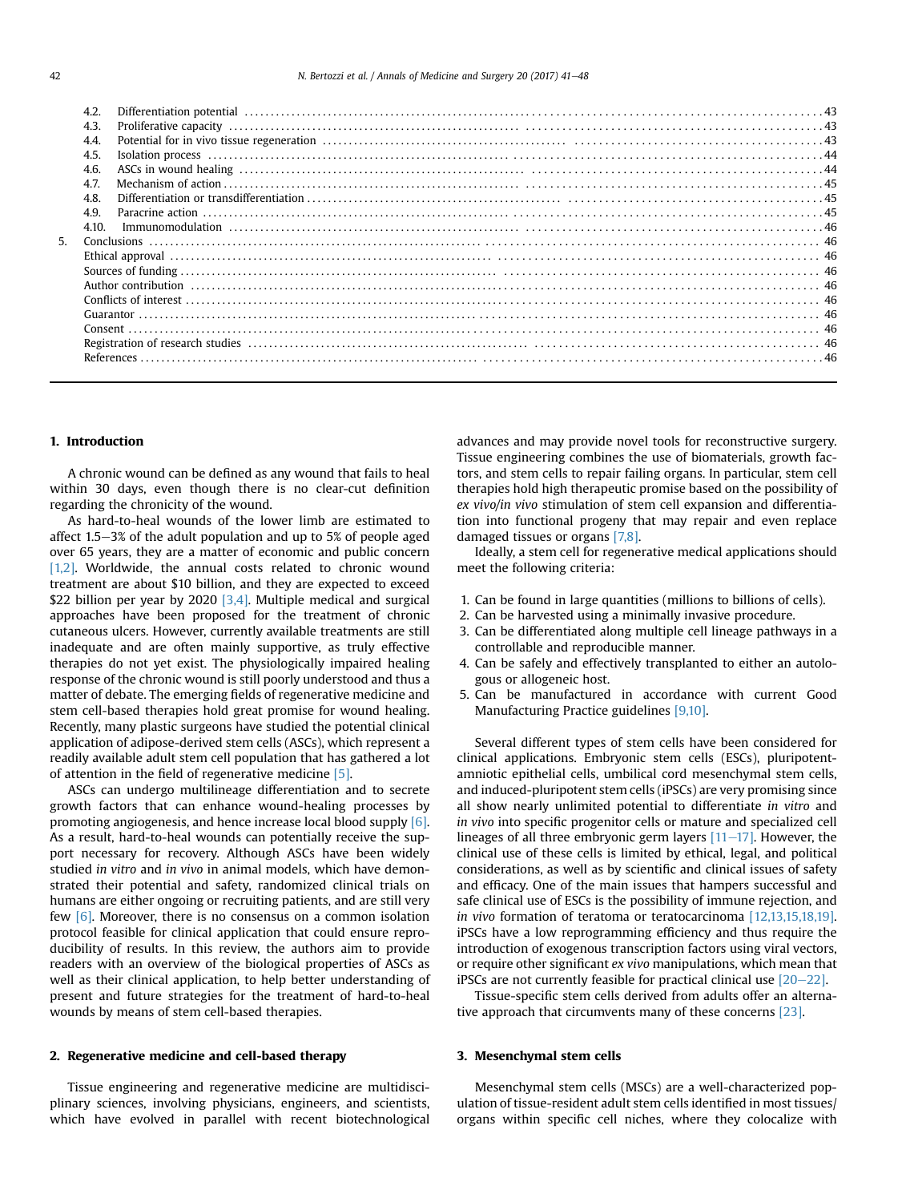4.2. Differentiation potential ... 43
4.3. Proliferative capacity ... 43
4.4. Potential for in vivo tissue regeneration ... 43
4.5. Isolation process ... 44
4.6. ASCs in wound healing ... 44
4.7. Mechanism of action ... 45
4.8. Differentiation or transdifferentiation ... 45
4.9. Paracrine action ... 45
4.10. Immunomodulation ... 46
5. Conclusions ... 46
Ethical approval ... 46
Sources of funding ... 46
Author contribution ... 46
Conflicts of interest ... 46
Guarantor ... 46
Consent ... 46
Registration of research studies ... 46
References ... 46

## 1. Introduction

A chronic wound can be defined as any wound that fails to heal within 30 days, even though there is no clear-cut definition regarding the chronicity of the wound.

As hard-to-heal wounds of the lower limb are estimated to affect 1.5–3% of the adult population and up to 5% of people aged over 65 years, they are a matter of economic and public concern [1,2]. Worldwide, the annual costs related to chronic wound treatment are about $10 billion, and they are expected to exceed $22 billion per year by 2020 [3,4]. Multiple medical and surgical approaches have been proposed for the treatment of chronic cutaneous ulcers. However, currently available treatments are still inadequate and are often mainly supportive, as truly effective therapies do not yet exist. The physiologically impaired healing response of the chronic wound is still poorly understood and thus a matter of debate. The emerging fields of regenerative medicine and stem cell-based therapies hold great promise for wound healing. Recently, many plastic surgeons have studied the potential clinical application of adipose-derived stem cells (ASCs), which represent a readily available adult stem cell population that has gathered a lot of attention in the field of regenerative medicine [5].

ASCs can undergo multilineage differentiation and to secrete growth factors that can enhance wound-healing processes by promoting angiogenesis, and hence increase local blood supply [6]. As a result, hard-to-heal wounds can potentially receive the support necessary for recovery. Although ASCs have been widely studied *in vitro* and *in vivo* in animal models, which have demonstrated their potential and safety, randomized clinical trials on humans are either ongoing or recruiting patients, and are still very few [6]. Moreover, there is no consensus on a common isolation protocol feasible for clinical application that could ensure reproducibility of results. In this review, the authors aim to provide readers with an overview of the biological properties of ASCs as well as their clinical application, to help better understanding of present and future strategies for the treatment of hard-to-heal wounds by means of stem cell-based therapies.

## 2. Regenerative medicine and cell-based therapy

Tissue engineering and regenerative medicine are multidisciplinary sciences, involving physicians, engineers, and scientists, which have evolved in parallel with recent biotechnological advances and may provide novel tools for reconstructive surgery. Tissue engineering combines the use of biomaterials, growth factors, and stem cells to repair failing organs. In particular, stem cell therapies hold high therapeutic promise based on the possibility of *ex vivo*/*in vivo* stimulation of stem cell expansion and differentiation into functional progeny that may repair and even replace damaged tissues or organs [7,8].

Ideally, a stem cell for regenerative medical applications should meet the following criteria:

1. Can be found in large quantities (millions to billions of cells).
2. Can be harvested using a minimally invasive procedure.
3. Can be differentiated along multiple cell lineage pathways in a controllable and reproducible manner.
4. Can be safely and effectively transplanted to either an autologous or allogeneic host.
5. Can be manufactured in accordance with current Good Manufacturing Practice guidelines [9,10].

Several different types of stem cells have been considered for clinical applications. Embryonic stem cells (ESCs), pluripotent-amniotic epithelial cells, umbilical cord mesenchymal stem cells, and induced-pluripotent stem cells (iPSCs) are very promising since all show nearly unlimited potential to differentiate *in vitro* and *in vivo* into specific progenitor cells or mature and specialized cell lineages of all three embryonic germ layers [11–17]. However, the clinical use of these cells is limited by ethical, legal, and political considerations, as well as by scientific and clinical issues of safety and efficacy. One of the main issues that hampers successful and safe clinical use of ESCs is the possibility of immune rejection, and *in vivo* formation of teratoma or teratocarcinoma [12,13,15,18,19]. iPSCs have a low reprogramming efficiency and thus require the introduction of exogenous transcription factors using viral vectors, or require other significant *ex vivo* manipulations, which mean that iPSCs are not currently feasible for practical clinical use [20–22].

Tissue-specific stem cells derived from adults offer an alternative approach that circumvents many of these concerns [23].

## 3. Mesenchymal stem cells

Mesenchymal stem cells (MSCs) are a well-characterized population of tissue-resident adult stem cells identified in most tissues/organs within specific cell niches, where they colocalize with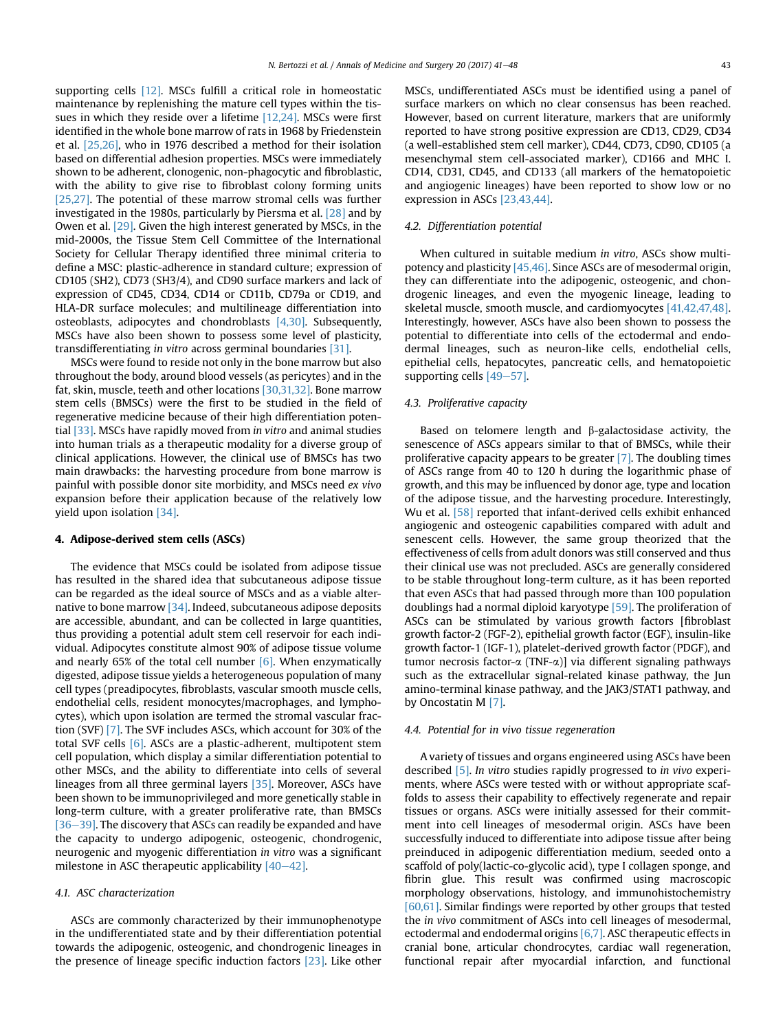supporting cells [12]. MSCs fulfill a critical role in homeostatic maintenance by replenishing the mature cell types within the tissues in which they reside over a lifetime [12,24]. MSCs were first identified in the whole bone marrow of rats in 1968 by Friedenstein et al. [25,26], who in 1976 described a method for their isolation based on differential adhesion properties. MSCs were immediately shown to be adherent, clonogenic, non-phagocytic and fibroblastic, with the ability to give rise to fibroblast colony forming units [25,27]. The potential of these marrow stromal cells was further investigated in the 1980s, particularly by Piersma et al. [28] and by Owen et al. [29]. Given the high interest generated by MSCs, in the mid-2000s, the Tissue Stem Cell Committee of the International Society for Cellular Therapy identified three minimal criteria to define a MSC: plastic-adherence in standard culture; expression of CD105 (SH2), CD73 (SH3/4), and CD90 surface markers and lack of expression of CD45, CD34, CD14 or CD11b, CD79a or CD19, and HLA-DR surface molecules; and multilineage differentiation into osteoblasts, adipocytes and chondroblasts [4,30]. Subsequently, MSCs have also been shown to possess some level of plasticity, transdifferentiating *in vitro* across germinal boundaries [31].

MSCs were found to reside not only in the bone marrow but also throughout the body, around blood vessels (as pericytes) and in the fat, skin, muscle, teeth and other locations [30,31,32]. Bone marrow stem cells (BMSCs) were the first to be studied in the field of regenerative medicine because of their high differentiation potential [33]. MSCs have rapidly moved from *in vitro* and animal studies into human trials as a therapeutic modality for a diverse group of clinical applications. However, the clinical use of BMSCs has two main drawbacks: the harvesting procedure from bone marrow is painful with possible donor site morbidity, and MSCs need *ex vivo* expansion before their application because of the relatively low yield upon isolation [34].

## 4. Adipose-derived stem cells (ASCs)

The evidence that MSCs could be isolated from adipose tissue has resulted in the shared idea that subcutaneous adipose tissue can be regarded as the ideal source of MSCs and as a viable alternative to bone marrow [34]. Indeed, subcutaneous adipose deposits are accessible, abundant, and can be collected in large quantities, thus providing a potential adult stem cell reservoir for each individual. Adipocytes constitute almost 90% of adipose tissue volume and nearly 65% of the total cell number [6]. When enzymatically digested, adipose tissue yields a heterogeneous population of many cell types (preadipocytes, fibroblasts, vascular smooth muscle cells, endothelial cells, resident monocytes/macrophages, and lymphocytes), which upon isolation are termed the stromal vascular fraction (SVF) [7]. The SVF includes ASCs, which account for 30% of the total SVF cells [6]. ASCs are a plastic-adherent, multipotent stem cell population, which display a similar differentiation potential to other MSCs, and the ability to differentiate into cells of several lineages from all three germinal layers [35]. Moreover, ASCs have been shown to be immunoprivileged and more genetically stable in long-term culture, with a greater proliferative rate, than BMSCs [36–39]. The discovery that ASCs can readily be expanded and have the capacity to undergo adipogenic, osteogenic, chondrogenic, neurogenic and myogenic differentiation *in vitro* was a significant milestone in ASC therapeutic applicability [40–42].

### 4.1. ASC characterization

ASCs are commonly characterized by their immunophenotype in the undifferentiated state and by their differentiation potential towards the adipogenic, osteogenic, and chondrogenic lineages in the presence of lineage specific induction factors [23]. Like other MSCs, undifferentiated ASCs must be identified using a panel of surface markers on which no clear consensus has been reached. However, based on current literature, markers that are uniformly reported to have strong positive expression are CD13, CD29, CD34 (a well-established stem cell marker), CD44, CD73, CD90, CD105 (a mesenchymal stem cell-associated marker), CD166 and MHC I. CD14, CD31, CD45, and CD133 (all markers of the hematopoietic and angiogenic lineages) have been reported to show low or no expression in ASCs [23,43,44].

### 4.2. Differentiation potential

When cultured in suitable medium *in vitro*, ASCs show multipotency and plasticity [45,46]. Since ASCs are of mesodermal origin, they can differentiate into the adipogenic, osteogenic, and chondrogenic lineages, and even the myogenic lineage, leading to skeletal muscle, smooth muscle, and cardiomyocytes [41,42,47,48]. Interestingly, however, ASCs have also been shown to possess the potential to differentiate into cells of the ectodermal and endodermal lineages, such as neuron-like cells, endothelial cells, epithelial cells, hepatocytes, pancreatic cells, and hematopoietic supporting cells [49–57].

### 4.3. Proliferative capacity

Based on telomere length and β-galactosidase activity, the senescence of ASCs appears similar to that of BMSCs, while their proliferative capacity appears to be greater [7]. The doubling times of ASCs range from 40 to 120 h during the logarithmic phase of growth, and this may be influenced by donor age, type and location of the adipose tissue, and the harvesting procedure. Interestingly, Wu et al. [58] reported that infant-derived cells exhibit enhanced angiogenic and osteogenic capabilities compared with adult and senescent cells. However, the same group theorized that the effectiveness of cells from adult donors was still conserved and thus their clinical use was not precluded. ASCs are generally considered to be stable throughout long-term culture, as it has been reported that even ASCs that had passed through more than 100 population doublings had a normal diploid karyotype [59]. The proliferation of ASCs can be stimulated by various growth factors [fibroblast growth factor-2 (FGF-2), epithelial growth factor (EGF), insulin-like growth factor-1 (IGF-1), platelet-derived growth factor (PDGF), and tumor necrosis factor-$\alpha$ (TNF-$\alpha$)] via different signaling pathways such as the extracellular signal-related kinase pathway, the Jun amino-terminal kinase pathway, and the JAK3/STAT1 pathway, and by Oncostatin M [7].

### 4.4. Potential for in vivo tissue regeneration

A variety of tissues and organs engineered using ASCs have been described [5]. *In vitro* studies rapidly progressed to *in vivo* experiments, where ASCs were tested with or without appropriate scaffolds to assess their capability to effectively regenerate and repair tissues or organs. ASCs were initially assessed for their commitment into cell lineages of mesodermal origin. ASCs have been successfully induced to differentiate into adipose tissue after being preinduced in adipogenic differentiation medium, seeded onto a scaffold of poly(lactic-co-glycolic acid), type I collagen sponge, and fibrin glue. This result was confirmed using macroscopic morphology observations, histology, and immunohistochemistry [60,61]. Similar findings were reported by other groups that tested the *in vivo* commitment of ASCs into cell lineages of mesodermal, ectodermal and endodermal origins [6,7]. ASC therapeutic effects in cranial bone, articular chondrocytes, cardiac wall regeneration, functional repair after myocardial infarction, and functional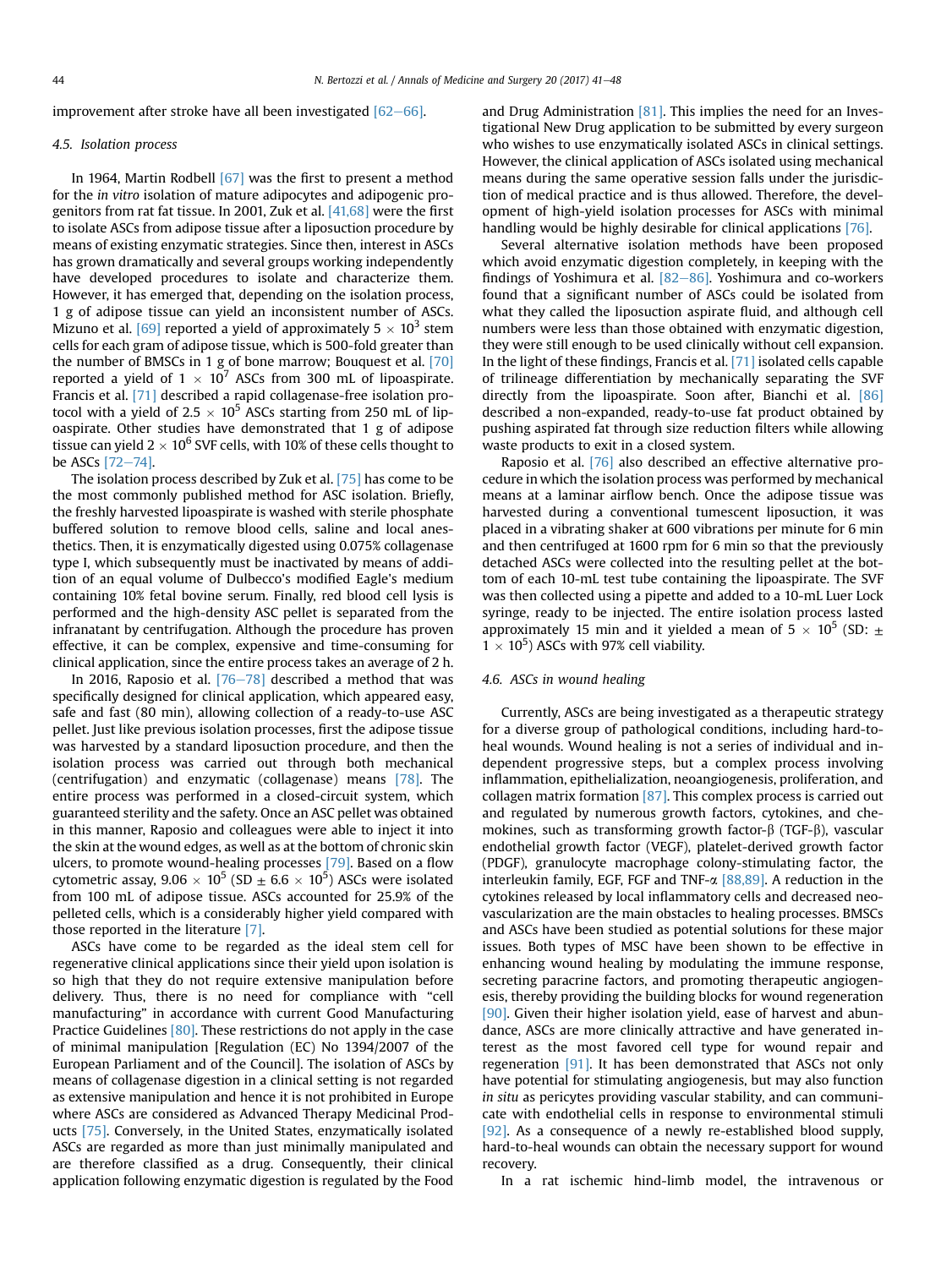improvement after stroke have all been investigated [62–66].

### 4.5. Isolation process

In 1964, Martin Rodbell [67] was the first to present a method for the *in vitro* isolation of mature adipocytes and adipogenic progenitors from rat fat tissue. In 2001, Zuk et al. [41,68] were the first to isolate ASCs from adipose tissue after a liposuction procedure by means of existing enzymatic strategies. Since then, interest in ASCs has grown dramatically and several groups working independently have developed procedures to isolate and characterize them. However, it has emerged that, depending on the isolation process, 1 g of adipose tissue can yield an inconsistent number of ASCs. Mizuno et al. [69] reported a yield of approximately $5 \times 10^3$ stem cells for each gram of adipose tissue, which is 500-fold greater than the number of BMSCs in 1 g of bone marrow; Bouquet et al. [70] reported a yield of $1 \times 10^7$ ASCs from 300 mL of lipoaspirate. Francis et al. [71] described a rapid collagenase-free isolation protocol with a yield of $2.5 \times 10^5$ ASCs starting from 250 mL of lipoaspirate. Other studies have demonstrated that 1 g of adipose tissue can yield $2 \times 10^6$ SVF cells, with 10% of these cells thought to be ASCs [72–74].

The isolation process described by Zuk et al. [75] has come to be the most commonly published method for ASC isolation. Briefly, the freshly harvested lipoaspirate is washed with sterile phosphate buffered solution to remove blood cells, saline and local anesthetics. Then, it is enzymatically digested using 0.075% collagenase type I, which subsequently must be inactivated by means of addition of an equal volume of Dulbecco's modified Eagle's medium containing 10% fetal bovine serum. Finally, red blood cell lysis is performed and the high-density ASC pellet is separated from the infranatant by centrifugation. Although the procedure has proven effective, it can be complex, expensive and time-consuming for clinical application, since the entire process takes an average of 2 h.

In 2016, Raposio et al. [76–78] described a method that was specifically designed for clinical application, which appeared easy, safe and fast (80 min), allowing collection of a ready-to-use ASC pellet. Just like previous isolation processes, first the adipose tissue was harvested by a standard liposuction procedure, and then the isolation process was carried out through both mechanical (centrifugation) and enzymatic (collagenase) means [78]. The entire process was performed in a closed-circuit system, which guaranteed sterility and the safety. Once an ASC pellet was obtained in this manner, Raposio and colleagues were able to inject it into the skin at the wound edges, as well as at the bottom of chronic skin ulcers, to promote wound-healing processes [79]. Based on a flow cytometric assay, $9.06 \times 10^5$ (SD $\pm$ $6.6 \times 10^5$) ASCs were isolated from 100 mL of adipose tissue. ASCs accounted for 25.9% of the pelleted cells, which is a considerably higher yield compared with those reported in the literature [7].

ASCs have come to be regarded as the ideal stem cell for regenerative clinical applications since their yield upon isolation is so high that they do not require extensive manipulation before delivery. Thus, there is no need for compliance with "cell manufacturing" in accordance with current Good Manufacturing Practice Guidelines [80]. These restrictions do not apply in the case of minimal manipulation [Regulation (EC) No 1394/2007 of the European Parliament and of the Council]. The isolation of ASCs by means of collagenase digestion in a clinical setting is not regarded as extensive manipulation and hence it is not prohibited in Europe where ASCs are considered as Advanced Therapy Medicinal Products [75]. Conversely, in the United States, enzymatically isolated ASCs are regarded as more than just minimally manipulated and are therefore classified as a drug. Consequently, their clinical application following enzymatic digestion is regulated by the Food and Drug Administration [81]. This implies the need for an Investigational New Drug application to be submitted by every surgeon who wishes to use enzymatically isolated ASCs in clinical settings. However, the clinical application of ASCs isolated using mechanical means during the same operative session falls under the jurisdiction of medical practice and is thus allowed. Therefore, the development of high-yield isolation processes for ASCs with minimal handling would be highly desirable for clinical applications [76].

Several alternative isolation methods have been proposed which avoid enzymatic digestion completely, in keeping with the findings of Yoshimura et al. [82–86]. Yoshimura and co-workers found that a significant number of ASCs could be isolated from what they called the liposuction aspirate fluid, and although cell numbers were less than those obtained with enzymatic digestion, they were still enough to be used clinically without cell expansion. In the light of these findings, Francis et al. [71] isolated cells capable of trilineage differentiation by mechanically separating the SVF directly from the lipoaspirate. Soon after, Bianchi et al. [86] described a non-expanded, ready-to-use fat product obtained by pushing aspirated fat through size reduction filters while allowing waste products to exit in a closed system.

Raposio et al. [76] also described an effective alternative procedure in which the isolation process was performed by mechanical means at a laminar airflow bench. Once the adipose tissue was harvested during a conventional tumescent liposuction, it was placed in a vibrating shaker at 600 vibrations per minute for 6 min and then centrifuged at 1600 rpm for 6 min so that the previously detached ASCs were collected into the resulting pellet at the bottom of each 10-mL test tube containing the lipoaspirate. The SVF was then collected using a pipette and added to a 10-mL Luer Lock syringe, ready to be injected. The entire isolation process lasted approximately 15 min and it yielded a mean of $5 \times 10^5$ (SD: $\pm$ $1 \times 10^5$) ASCs with 97% cell viability.

### 4.6. ASCs in wound healing

Currently, ASCs are being investigated as a therapeutic strategy for a diverse group of pathological conditions, including hard-to-heal wounds. Wound healing is not a series of individual and independent progressive steps, but a complex process involving inflammation, epithelialization, neoangiogenesis, proliferation, and collagen matrix formation [87]. This complex process is carried out and regulated by numerous growth factors, cytokines, and chemokines, such as transforming growth factor-β (TGF-β), vascular endothelial growth factor (VEGF), platelet-derived growth factor (PDGF), granulocyte macrophage colony-stimulating factor, the interleukin family, EGF, FGF and TNF-α [88,89]. A reduction in the cytokines released by local inflammatory cells and decreased neovascularization are the main obstacles to healing processes. BMSCs and ASCs have been studied as potential solutions for these major issues. Both types of MSC have been shown to be effective in enhancing wound healing by modulating the immune response, secreting paracrine factors, and promoting therapeutic angiogenesis, thereby providing the building blocks for wound regeneration [90]. Given their higher isolation yield, ease of harvest and abundance, ASCs are more clinically attractive and have generated interest as the most favored cell type for wound repair and regeneration [91]. It has been demonstrated that ASCs not only have potential for stimulating angiogenesis, but may also function *in situ* as pericytes providing vascular stability, and can communicate with endothelial cells in response to environmental stimuli [92]. As a consequence of a newly re-established blood supply, hard-to-heal wounds can obtain the necessary support for wound recovery.

In a rat ischemic hind-limb model, the intravenous or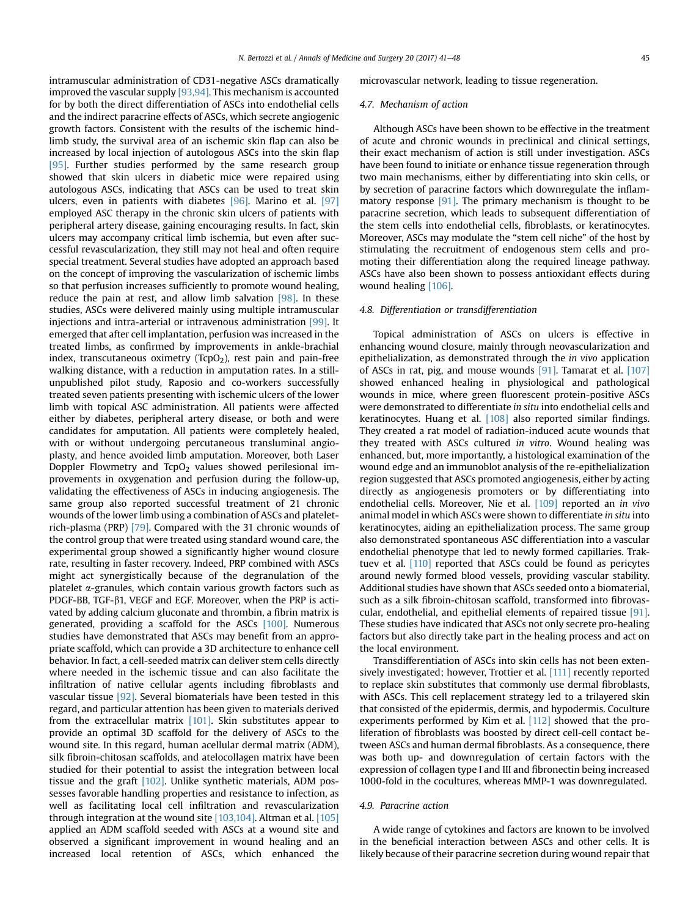intramuscular administration of CD31-negative ASCs dramatically improved the vascular supply [93,94]. This mechanism is accounted for by both the direct differentiation of ASCs into endothelial cells and the indirect paracrine effects of ASCs, which secrete angiogenic growth factors. Consistent with the results of the ischemic hindlimb study, the survival area of an ischemic skin flap can also be increased by local injection of autologous ASCs into the skin flap [95]. Further studies performed by the same research group showed that skin ulcers in diabetic mice were repaired using autologous ASCs, indicating that ASCs can be used to treat skin ulcers, even in patients with diabetes [96]. Marino et al. [97] employed ASC therapy in the chronic skin ulcers of patients with peripheral artery disease, gaining encouraging results. In fact, skin ulcers may accompany critical limb ischemia, but even after successful revascularization, they still may not heal and often require special treatment. Several studies have adopted an approach based on the concept of improving the vascularization of ischemic limbs so that perfusion increases sufficiently to promote wound healing, reduce the pain at rest, and allow limb salvation [98]. In these studies, ASCs were delivered mainly using multiple intramuscular injections and intra-arterial or intravenous administration [99]. It emerged that after cell implantation, perfusion was increased in the treated limbs, as confirmed by improvements in ankle-brachial index, transcutaneous oximetry ($TcpO_2$), rest pain and pain-free walking distance, with a reduction in amputation rates. In a still-unpublished pilot study, Raposio and co-workers successfully treated seven patients presenting with ischemic ulcers of the lower limb with topical ASC administration. All patients were affected either by diabetes, peripheral artery disease, or both and were candidates for amputation. All patients were completely healed, with or without undergoing percutaneous transluminal angioplasty, and hence avoided limb amputation. Moreover, both Laser Doppler Flowmetry and $TcpO_2$ values showed perilesional improvements in oxygenation and perfusion during the follow-up, validating the effectiveness of ASCs in inducing angiogenesis. The same group also reported successful treatment of 21 chronic wounds of the lower limb using a combination of ASCs and platelet-rich-plasma (PRP) [79]. Compared with the 31 chronic wounds of the control group that were treated using standard wound care, the experimental group showed a significantly higher wound closure rate, resulting in faster recovery. Indeed, PRP combined with ASCs might act synergistically because of the degranulation of the platelet α-granules, which contain various growth factors such as PDGF-BB, TGF-β1, VEGF and EGF. Moreover, when the PRP is activated by adding calcium gluconate and thrombin, a fibrin matrix is generated, providing a scaffold for the ASCs [100]. Numerous studies have demonstrated that ASCs may benefit from an appropriate scaffold, which can provide a 3D architecture to enhance cell behavior. In fact, a cell-seeded matrix can deliver stem cells directly where needed in the ischemic tissue and can also facilitate the infiltration of native cellular agents including fibroblasts and vascular tissue [92]. Several biomaterials have been tested in this regard, and particular attention has been given to materials derived from the extracellular matrix [101]. Skin substitutes appear to provide an optimal 3D scaffold for the delivery of ASCs to the wound site. In this regard, human acellular dermal matrix (ADM), silk fibroin-chitosan scaffolds, and atelocollagen matrix have been studied for their potential to assist the integration between local tissue and the graft [102]. Unlike synthetic materials, ADM possesses favorable handling properties and resistance to infection, as well as facilitating local cell infiltration and revascularization through integration at the wound site [103,104]. Altman et al. [105] applied an ADM scaffold seeded with ASCs at a wound site and observed a significant improvement in wound healing and an increased local retention of ASCs, which enhanced the microvascular network, leading to tissue regeneration.

### 4.7. Mechanism of action

Although ASCs have been shown to be effective in the treatment of acute and chronic wounds in preclinical and clinical settings, their exact mechanism of action is still under investigation. ASCs have been found to initiate or enhance tissue regeneration through two main mechanisms, either by differentiating into skin cells, or by secretion of paracrine factors which downregulate the inflammatory response [91]. The primary mechanism is thought to be paracrine secretion, which leads to subsequent differentiation of the stem cells into endothelial cells, fibroblasts, or keratinocytes. Moreover, ASCs may modulate the "stem cell niche" of the host by stimulating the recruitment of endogenous stem cells and promoting their differentiation along the required lineage pathway. ASCs have also been shown to possess antioxidant effects during wound healing [106].

### 4.8. Differentiation or transdifferentiation

Topical administration of ASCs on ulcers is effective in enhancing wound closure, mainly through neovascularization and epithelialization, as demonstrated through the *in vivo* application of ASCs in rat, pig, and mouse wounds [91]. Tamarat et al. [107] showed enhanced healing in physiological and pathological wounds in mice, where green fluorescent protein-positive ASCs were demonstrated to differentiate *in situ* into endothelial cells and keratinocytes. Huang et al. [108] also reported similar findings. They created a rat model of radiation-induced acute wounds that they treated with ASCs cultured *in vitro*. Wound healing was enhanced, but, more importantly, a histological examination of the wound edge and an immunoblot analysis of the re-epithelialization region suggested that ASCs promoted angiogenesis, either by acting directly as angiogenesis promoters or by differentiating into endothelial cells. Moreover, Nie et al. [109] reported an *in vivo* animal model in which ASCs were shown to differentiate *in situ* into keratinocytes, aiding an epithelialization process. The same group also demonstrated spontaneous ASC differentiation into a vascular endothelial phenotype that led to newly formed capillaries. Traktuev et al. [110] reported that ASCs could be found as pericytes around newly formed blood vessels, providing vascular stability. Additional studies have shown that ASCs seeded onto a biomaterial, such as a silk fibroin-chitosan scaffold, transformed into fibrovascular, endothelial, and epithelial elements of repaired tissue [91]. These studies have indicated that ASCs not only secrete pro-healing factors but also directly take part in the healing process and act on the local environment.

Transdifferentiation of ASCs into skin cells has not been extensively investigated; however, Trottier et al. [111] recently reported to replace skin substitutes that commonly use dermal fibroblasts, with ASCs. This cell replacement strategy led to a trilayered skin that consisted of the epidermis, dermis, and hypodermis. Coculture experiments performed by Kim et al. [112] showed that the proliferation of fibroblasts was boosted by direct cell-cell contact between ASCs and human dermal fibroblasts. As a consequence, there was both up- and downregulation of certain factors with the expression of collagen type I and III and fibronectin being increased 1000-fold in the cocultures, whereas MMP-1 was downregulated.

### 4.9. Paracrine action

A wide range of cytokines and factors are known to be involved in the beneficial interaction between ASCs and other cells. It is likely because of their paracrine secretion during wound repair that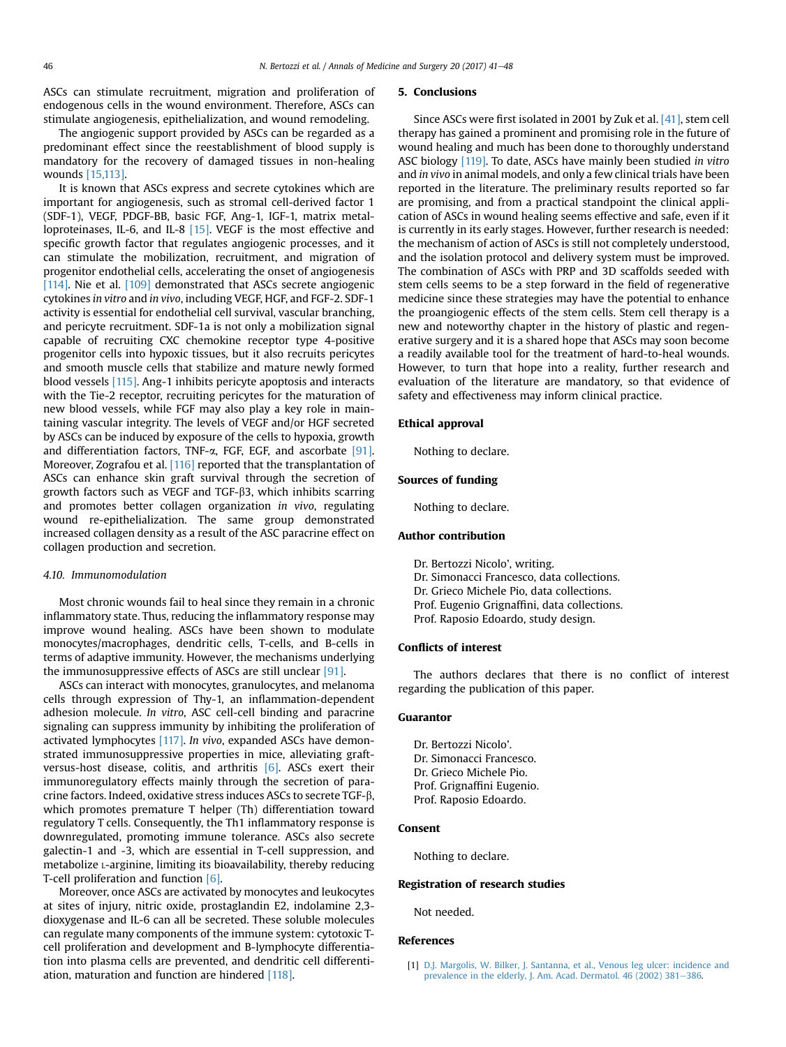ASCs can stimulate recruitment, migration and proliferation of endogenous cells in the wound environment. Therefore, ASCs can stimulate angiogenesis, epithelialization, and wound remodeling.

The angiogenic support provided by ASCs can be regarded as a predominant effect since the reestablishment of blood supply is mandatory for the recovery of damaged tissues in non-healing wounds [15,113].

It is known that ASCs express and secrete cytokines which are important for angiogenesis, such as stromal cell-derived factor 1 (SDF-1), VEGF, PDGF-BB, basic FGF, Ang-1, IGF-1, matrix metalloproteinases, IL-6, and IL-8 [15]. VEGF is the most effective and specific growth factor that regulates angiogenic processes, and it can stimulate the mobilization, recruitment, and migration of progenitor endothelial cells, accelerating the onset of angiogenesis [114]. Nie et al. [109] demonstrated that ASCs secrete angiogenic cytokines *in vitro* and *in vivo*, including VEGF, HGF, and FGF-2. SDF-1 activity is essential for endothelial cell survival, vascular branching, and pericyte recruitment. SDF-1a is not only a mobilization signal capable of recruiting CXC chemokine receptor type 4-positive progenitor cells into hypoxic tissues, but it also recruits pericytes and smooth muscle cells that stabilize and mature newly formed blood vessels [115]. Ang-1 inhibits pericyte apoptosis and interacts with the Tie-2 receptor, recruiting pericytes for the maturation of new blood vessels, while FGF may also play a key role in maintaining vascular integrity. The levels of VEGF and/or HGF secreted by ASCs can be induced by exposure of the cells to hypoxia, growth and differentiation factors, TNF-$\alpha$, FGF, EGF, and ascorbate [91]. Moreover, Zografou et al. [116] reported that the transplantation of ASCs can enhance skin graft survival through the secretion of growth factors such as VEGF and TGF-$\beta$3, which inhibits scarring and promotes better collagen organization *in vivo*, regulating wound re-epithelialization. The same group demonstrated increased collagen density as a result of the ASC paracrine effect on collagen production and secretion.

### 4.10. Immunomodulation

Most chronic wounds fail to heal since they remain in a chronic inflammatory state. Thus, reducing the inflammatory response may improve wound healing. ASCs have been shown to modulate monocytes/macrophages, dendritic cells, T-cells, and B-cells in terms of adaptive immunity. However, the mechanisms underlying the immunosuppressive effects of ASCs are still unclear [91].

ASCs can interact with monocytes, granulocytes, and melanoma cells through expression of Thy-1, an inflammation-dependent adhesion molecule. *In vitro*, ASC cell-cell binding and paracrine signaling can suppress immunity by inhibiting the proliferation of activated lymphocytes [117]. *In vivo*, expanded ASCs have demonstrated immunosuppressive properties in mice, alleviating graft-versus-host disease, colitis, and arthritis [6]. ASCs exert their immunoregulatory effects mainly through the secretion of paracrine factors. Indeed, oxidative stress induces ASCs to secrete TGF-$\beta$, which promotes premature T helper (Th) differentiation toward regulatory T cells. Consequently, the Th1 inflammatory response is downregulated, promoting immune tolerance. ASCs also secrete galectin-1 and -3, which are essential in T-cell suppression, and metabolize L-arginine, limiting its bioavailability, thereby reducing T-cell proliferation and function [6].

Moreover, once ASCs are activated by monocytes and leukocytes at sites of injury, nitric oxide, prostaglandin E2, indolamine 2,3-dioxygenase and IL-6 can all be secreted. These soluble molecules can regulate many components of the immune system: cytotoxic T-cell proliferation and development and B-lymphocyte differentiation into plasma cells are prevented, and dendritic cell differentiation, maturation and function are hindered [118].

## 5. Conclusions

Since ASCs were first isolated in 2001 by Zuk et al. [41], stem cell therapy has gained a prominent and promising role in the future of wound healing and much has been done to thoroughly understand ASC biology [119]. To date, ASCs have mainly been studied *in vitro* and *in vivo* in animal models, and only a few clinical trials have been reported in the literature. The preliminary results reported so far are promising, and from a practical standpoint the clinical application of ASCs in wound healing seems effective and safe, even if it is currently in its early stages. However, further research is needed: the mechanism of action of ASCs is still not completely understood, and the isolation protocol and delivery system must be improved. The combination of ASCs with PRP and 3D scaffolds seeded with stem cells seems to be a step forward in the field of regenerative medicine since these strategies may have the potential to enhance the proangiogenic effects of the stem cells. Stem cell therapy is a new and noteworthy chapter in the history of plastic and regenerative surgery and it is a shared hope that ASCs may soon become a readily available tool for the treatment of hard-to-heal wounds. However, to turn that hope into a reality, further research and evaluation of the literature are mandatory, so that evidence of safety and effectiveness may inform clinical practice.

## Ethical approval

Nothing to declare.

## Sources of funding

Nothing to declare.

## Author contribution

Dr. Bertozzi Nicolo', writing.
Dr. Simonacci Francesco, data collections.
Dr. Grieco Michele Pio, data collections.
Prof. Eugenio Grignaffini, data collections.
Prof. Raposio Edoardo, study design.

## Conflicts of interest

The authors declares that there is no conflict of interest regarding the publication of this paper.

## Guarantor

Dr. Bertozzi Nicolo'.
Dr. Simonacci Francesco.
Dr. Grieco Michele Pio.
Prof. Grignaffini Eugenio.
Prof. Raposio Edoardo.

## Consent

Nothing to declare.

## Registration of research studies

Not needed.

## References

[1] D.J. Margolis, W. Bilker, J. Santanna, et al., Venous leg ulcer: incidence and prevalence in the elderly, J. Am. Acad. Dermatol. 46 (2002) 381–386.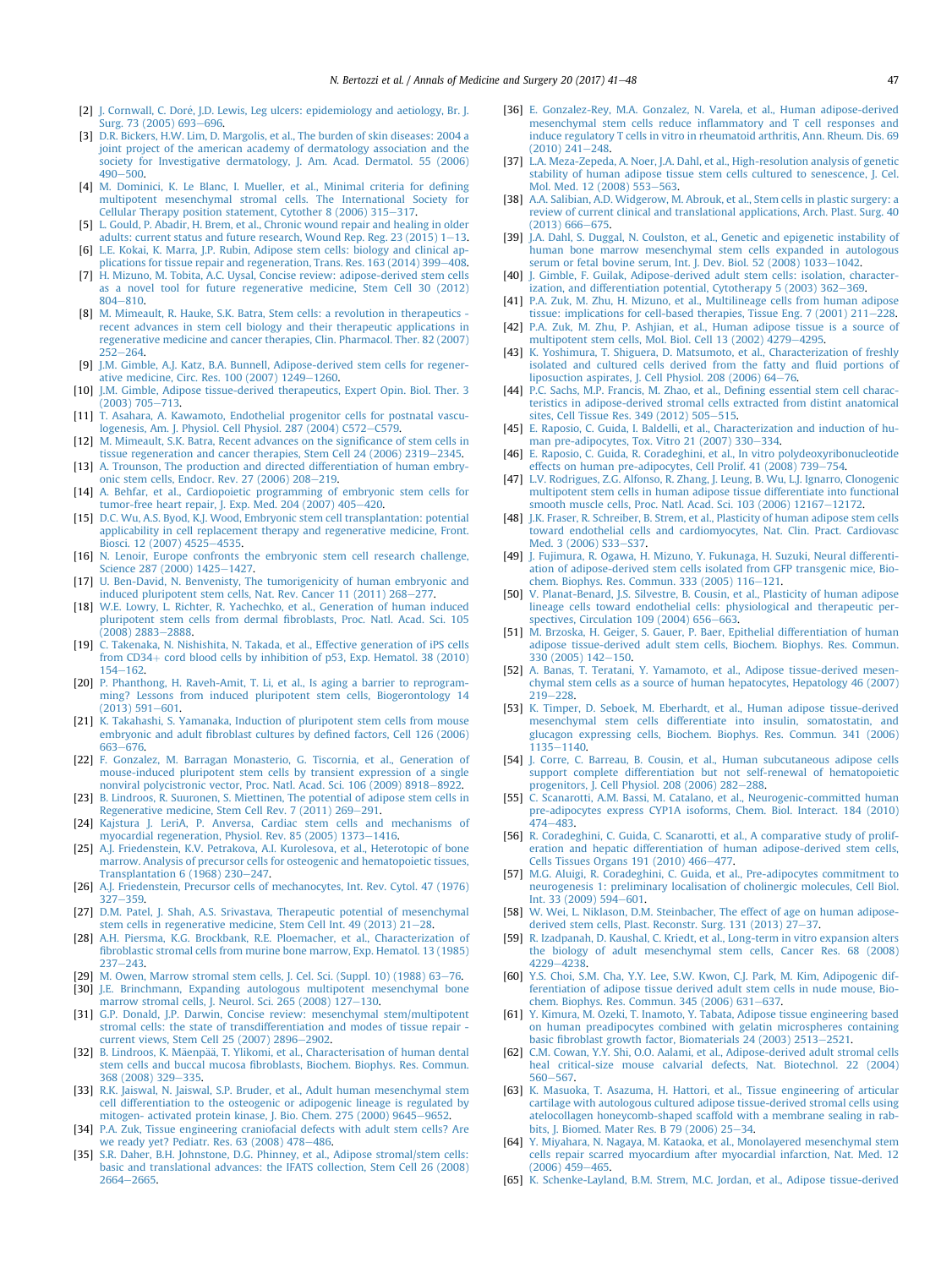[2] J. Cornwall, C. Doré, J.D. Lewis, Leg ulcers: epidemiology and aetiology, Br. J. Surg. 73 (2005) 693–696.

[3] D.R. Bickers, H.W. Lim, D. Margolis, et al., The burden of skin diseases: 2004 a joint project of the american academy of dermatology association and the society for Investigative dermatology, J. Am. Acad. Dermatol. 55 (2006) 490–500.

[4] M. Dominici, K. Le Blanc, I. Mueller, et al., Minimal criteria for defining multipotent mesenchymal stromal cells. The International Society for Cellular Therapy position statement, Cytother 8 (2006) 315–317.

[5] L. Gould, P. Abadir, H. Brem, et al., Chronic wound repair and healing in older adults: current status and future research, Wound Rep. Reg. 23 (2015) 1–13.

[6] L.E. Kokai, K. Marra, J.P. Rubin, Adipose stem cells: biology and clinical applications for tissue repair and regeneration, Trans. Res. 163 (2014) 399–408.

[7] H. Mizuno, M. Tobita, A.C. Uysal, Concise review: adipose-derived stem cells as a novel tool for future regenerative medicine, Stem Cell 30 (2012) 804–810.

[8] M. Mimeault, R. Hauke, S.K. Batra, Stem cells: a revolution in therapeutics - recent advances in stem cell biology and their therapeutic applications in regenerative medicine and cancer therapies, Clin. Pharmacol. Ther. 82 (2007) 252–264.

[9] J.M. Gimble, A.J. Katz, B.A. Bunnell, Adipose-derived stem cells for regenerative medicine, Circ. Res. 100 (2007) 1249–1260.

[10] J.M. Gimble, Adipose tissue-derived therapeutics, Expert Opin. Biol. Ther. 3 (2003) 705–713.

[11] T. Asahara, A. Kawamoto, Endothelial progenitor cells for postnatal vasculogenesis, Am. J. Physiol. Cell Physiol. 287 (2004) C572–C579.

[12] M. Mimeault, S.K. Batra, Recent advances on the significance of stem cells in tissue regeneration and cancer therapies, Stem Cell 24 (2006) 2319–2345.

[13] A. Trounson, The production and directed differentiation of human embryonic stem cells, Endocr. Rev. 27 (2006) 208–219.

[14] A. Behfar, et al., Cardiopoietic programming of embryonic stem cells for tumor-free heart repair, J. Exp. Med. 204 (2007) 405–420.

[15] D.C. Wu, A.S. Byod, K.J. Wood, Embryonic stem cell transplantation: potential applicability in cell replacement therapy and regenerative medicine, Front. Biosci. 12 (2007) 4525–4535.

[16] N. Lenoir, Europe confronts the embryonic stem cell research challenge, Science 287 (2000) 1425–1427.

[17] U. Ben-David, N. Benvenisty, The tumorigenicity of human embryonic and induced pluripotent stem cells, Nat. Rev. Cancer 11 (2011) 268–277.

[18] W.E. Lowry, L. Richter, R. Yachechko, et al., Generation of human induced pluripotent stem cells from dermal fibroblasts, Proc. Natl. Acad. Sci. 105 (2008) 2883–2888.

[19] C. Takenaka, N. Nishishita, N. Takada, et al., Effective generation of iPS cells from CD34+ cord blood cells by inhibition of p53, Exp. Hematol. 38 (2010) 154–162.

[20] P. Phanthong, H. Raveh-Amit, T. Li, et al., Is aging a barrier to reprogramming? Lessons from induced pluripotent stem cells, Biogerontology 14 (2013) 591–601.

[21] K. Takahashi, S. Yamanaka, Induction of pluripotent stem cells from mouse embryonic and adult fibroblast cultures by defined factors, Cell 126 (2006) 663–676.

[22] F. Gonzalez, M. Barragan Monasterio, G. Tiscornia, et al., Generation of mouse-induced pluripotent stem cells by transient expression of a single nonviral polycistronic vector, Proc. Natl. Acad. Sci. 106 (2009) 8918–8922.

[23] B. Lindroos, R. Suuronen, S. Miettinen, The potential of adipose stem cells in Regenerative medicine, Stem Cell Rev. 7 (2011) 269–291.

[24] Kajstura J. LeriA, P. Anversa, Cardiac stem cells and mechanisms of myocardial regeneration, Physiol. Rev. 85 (2005) 1373–1416.

[25] A.J. Friedenstein, K.V. Petrakova, A.I. Kurolesova, et al., Heterotopic of bone marrow. Analysis of precursor cells for osteogenic and hematopoietic tissues, Transplantation 6 (1968) 230–247.

[26] A.J. Friedenstein, Precursor cells of mechanocytes, Int. Rev. Cytol. 47 (1976) 327–359.

[27] D.M. Patel, J. Shah, A.S. Srivastava, Therapeutic potential of mesenchymal stem cells in regenerative medicine, Stem Cell Int. 49 (2013) 21–28.

[28] A.H. Piersma, K.G. Brockbank, R.E. Ploemacher, et al., Characterization of fibroblastic stromal cells from murine bone marrow, Exp. Hematol. 13 (1985) 237–243.

[29] M. Owen, Marrow stromal stem cells, J. Cel. Sci. (Suppl. 10) (1988) 63–76.

[30] J.E. Brinchmann, Expanding autologous multipotent mesenchymal bone marrow stromal cells, J. Neurol. Sci. 265 (2008) 127–130.

[31] G.P. Donald, J.P. Darwin, Concise review: mesenchymal stem/multipotent stromal cells: the state of transdifferentiation and modes of tissue repair - current views, Stem Cell 25 (2007) 2896–2902.

[32] B. Lindroos, K. Mäenpää, T. Ylikomi, et al., Characterisation of human dental stem cells and buccal mucosa fibroblasts, Biochem. Biophys. Res. Commun. 368 (2008) 329–335.

[33] R.K. Jaiswal, N. Jaiswal, S.P. Bruder, et al., Adult human mesenchymal stem cell differentiation to the osteogenic or adipogenic lineage is regulated by mitogen- activated protein kinase, J. Bio. Chem. 275 (2000) 9645–9652.

[34] P.A. Zuk, Tissue engineering craniofacial defects with adult stem cells? Are we ready yet? Pediatr. Res. 63 (2008) 478–486.

[35] S.R. Daher, B.H. Johnstone, D.G. Phinney, et al., Adipose stromal/stem cells: basic and translational advances: the IFATS collection, Stem Cell 26 (2008) 2664–2665.

[36] E. Gonzalez-Rey, M.A. Gonzalez, N. Varela, et al., Human adipose-derived mesenchymal stem cells reduce inflammatory and T cell responses and induce regulatory T cells in vitro in rheumatoid arthritis, Ann. Rheum. Dis. 69 (2010) 241–248.

[37] L.A. Meza-Zepeda, A. Noer, J.A. Dahl, et al., High-resolution analysis of genetic stability of human adipose tissue stem cells cultured to senescence, J. Cel. Mol. Med. 12 (2008) 553–563.

[38] A.A. Salibian, A.D. Widgerow, M. Abrouk, et al., Stem cells in plastic surgery: a review of current clinical and translational applications, Arch. Plast. Surg. 40 (2013) 666–675.

[39] J.A. Dahl, S. Duggal, N. Coulston, et al., Genetic and epigenetic instability of human bone marrow mesenchymal stem cells expanded in autologous serum or fetal bovine serum, Int. J. Dev. Biol. 52 (2008) 1033–1042.

[40] J. Gimble, F. Guilak, Adipose-derived adult stem cells: isolation, characterization, and differentiation potential, Cytotherapy 5 (2003) 362–369.

[41] P.A. Zuk, M. Zhu, H. Mizuno, et al., Multilineage cells from human adipose tissue: implications for cell-based therapies, Tissue Eng. 7 (2001) 211–228.

[42] P.A. Zuk, M. Zhu, P. Ashjian, et al., Human adipose tissue is a source of multipotent stem cells, Mol. Biol. Cell 13 (2002) 4279–4295.

[43] K. Yoshimura, T. Shiguera, D. Matsumoto, et al., Characterization of freshly isolated and cultured cells derived from the fatty and fluid portions of liposuction aspirates, J. Cell Physiol. 208 (2006) 64–76.

[44] P.C. Sachs, M.P. Francis, M. Zhao, et al., Defining essential stem cell characteristics in adipose-derived stromal cells extracted from distint anatomical sites, Cell Tissue Res. 349 (2012) 505–515.

[45] E. Raposio, C. Guida, I. Baldelli, et al., Characterization and induction of human pre-adipocytes, Tox. Vitro 21 (2007) 330–334.

[46] E. Raposio, C. Guida, R. Coradeghini, et al., In vitro polydeoxyribonucleotide effects on human pre-adipocytes, Cell Prolif. 41 (2008) 739–754.

[47] L.V. Rodrigues, Z.G. Alfonso, R. Zhang, J. Leung, B. Wu, L.J. Ignarro, Clonogenic multipotent stem cells in human adipose tissue differentiate into functional smooth muscle cells, Proc. Natl. Acad. Sci. 103 (2006) 12167–12172.

[48] J.K. Fraser, R. Schreiber, B. Strem, et al., Plasticity of human adipose stem cells toward endothelial cells and cardiomyocytes, Nat. Clin. Pract. Cardiovasc Med. 3 (2006) S33–S37.

[49] J. Fujimura, R. Ogawa, H. Mizuno, Y. Fukunaga, H. Suzuki, Neural differentiation of adipose-derived stem cells isolated from GFP transgenic mice, Biochem. Biophys. Res. Commun. 333 (2005) 116–121.

[50] V. Planat-Benard, J.S. Silvestre, B. Cousin, et al., Plasticity of human adipose lineage cells toward endothelial cells: physiological and therapeutic perspectives, Circulation 109 (2004) 656–663.

[51] M. Brzoska, H. Geiger, S. Gauer, P. Baer, Epithelial differentiation of human adipose tissue-derived adult stem cells, Biochem. Biophys. Res. Commun. 330 (2005) 142–150.

[52] A. Banas, T. Teratani, Y. Yamamoto, et al., Adipose tissue-derived mesenchymal stem cells as a source of human hepatocytes, Hepatology 46 (2007) 219–228.

[53] K. Timper, D. Seboek, M. Eberhardt, et al., Human adipose tissue-derived mesenchymal stem cells differentiate into insulin, somatostatin, and glucagon expressing cells, Biochem. Biophys. Res. Commun. 341 (2006) 1135–1140.

[54] J. Corre, C. Barreau, B. Cousin, et al., Human subcutaneous adipose cells support complete differentiation but not self-renewal of hematopoietic progenitors, J. Cell Physiol. 208 (2006) 282–288.

[55] C. Scanarotti, A.M. Bassi, M. Catalano, et al., Neurogenic-committed human pre-adipocytes express CYP1A isoforms, Chem. Biol. Interact. 184 (2010) 474–483.

[56] R. Coradeghini, C. Guida, C. Scanarotti, et al., A comparative study of proliferation and hepatic differentiation of human adipose-derived stem cells, Cells Tissues Organs 191 (2010) 466–477.

[57] M.G. Aluigi, R. Coradeghini, C. Guida, et al., Pre-adipocytes commitment to neurogenesis 1: preliminary localisation of cholinergic molecules, Cell Biol. Int. 33 (2009) 594–601.

[58] W. Wei, L. Niklason, D.M. Steinbacher, The effect of age on human adipose-derived stem cells, Plast. Reconstr. Surg. 131 (2013) 27–37.

[59] R. Izadpanah, D. Kaushal, C. Kriedt, et al., Long-term in vitro expansion alters the biology of adult mesenchymal stem cells, Cancer Res. 68 (2008) 4229–4238.

[60] Y.S. Choi, S.M. Cha, Y.Y. Lee, S.W. Kwon, C.J. Park, M. Kim, Adipogenic differentiation of adipose tissue derived adult stem cells in nude mouse, Biochem. Biophys. Res. Commun. 345 (2006) 631–637.

[61] Y. Kimura, M. Ozeki, T. Inamoto, Y. Tabata, Adipose tissue engineering based on human preadipocytes combined with gelatin microspheres containing basic fibroblast growth factor, Biomaterials 24 (2003) 2513–2521.

[62] C.M. Cowan, Y.Y. Shi, O.O. Aalami, et al., Adipose-derived adult stromal cells heal critical-size mouse calvarial defects, Nat. Biotechnol. 22 (2004) 560–567.

[63] K. Masuoka, T. Asazuma, H. Hattori, et al., Tissue engineering of articular cartilage with autologous cultured adipose tissue-derived stromal cells using atelocollagen honeycomb-shaped scaffold with a membrane sealing in rabbits, J. Biomed. Mater Res. B 79 (2006) 25–34.

[64] Y. Miyahara, N. Nagaya, M. Kataoka, et al., Monolayered mesenchymal stem cells repair scarred myocardium after myocardial infarction, Nat. Med. 12 (2006) 459–465.

[65] K. Schenke-Layland, B.M. Strem, M.C. Jordan, et al., Adipose tissue-derived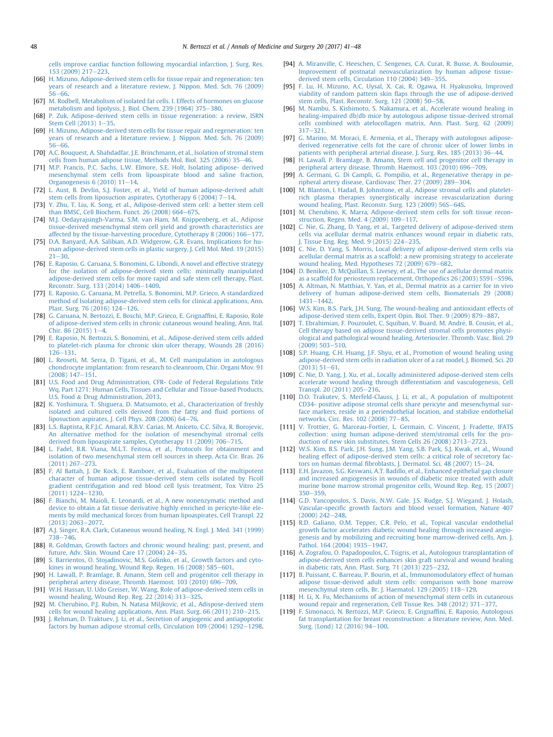cells improve cardiac function following myocardial infarction, J. Surg. Res. 153 (2009) 217–223.

[66] H. Mizuno, Adipose-derived stem cells for tissue repair and regeneration: ten years of research and a literature review, J. Nippon. Med. Sch. 76 (2009) 56–66.

[67] M. Rodbell, Metabolism of isolated fat cells. I. Effects of hormones on glucose metabolism and lipolysis, J. Biol. Chem. 239 (1964) 375–380.

[68] P. Zuk, Adipose-derived stem cells in tissue regeneration: a review, ISRN Stem Cell (2013) 1–35.

[69] H. Mizuno, Adipose-derived stem cells for tissue repair and regeneration: ten years of research and a literature review, J. Nippon. Med. Sch. 76 (2009) 56–66.

[70] A.C. Bouquest, A. Shahdadfar, J.E. Brinchmann, et al., Isolation of stromal stem cells from human adipose tissue, Methods Mol. Biol. 325 (2006) 35–46.

[71] M.P. Francis, P.C. Sachs, L.W. Elmore, S.E. Holt, Isolating adipose- derived mesenchymal stem cells from lipoaspirate blood and saline fraction, Organogenesis 6 (2010) 11–14.

[72] L. Aust, B. Devlin, S.J. Foster, et al., Yield of human adipose-derived adult stem cells from liposuction aspirates, Cytotherapy 6 (2004) 7–14.

[73] Y. Zhu, T. Liu, K. Song, et al., Adipose-derived stem cell: a better stem cell than BMSC, Cell Biochem. Funct. 26 (2008) 664–675.

[74] M.J. Oedayrajsingh-Varma, S.M. van Ham, M. Knippenberg, et al., Adipose tissue-derived mesenchymal stem cell yield and growth characteristics are affected by the tissue-harvesting procedure, Cytotherapy 8 (2006) 166–177.

[75] D.A. Banyard, A.A. Salibian, A.D. Widgerow, G.R. Evans, Implications for human adipose-derived stem cells in plastic surgery, J. Cell Mol. Med. 19 (2015) 21–30.

[76] E. Raposio, G. Caruana, S. Bonomini, G. Libondi, A novel and effective strategy for the isolation of adipose-derived stem cells: minimally manipulated adipose-derived stem cells for more rapid and safe stem cell therapy, Plast. Reconstr. Surg. 133 (2014) 1406–1409.

[77] E. Raposio, G. Caruana, M. Petrella, S. Bonomini, M.P. Grieco, A standardized method of Isolating adipose-derived stem cells for clinical applications, Ann. Plast. Surg. 76 (2016) 124–126.

[78] G. Caruana, N. Bertozzi, E. Boschi, M.P. Grieco, E. Grignaffini, E. Raposio, Role of adipose-derived stem cells in chronic cutaneous wound healing, Ann. Ital. Chir. 86 (2015) 1–4.

[79] E. Raposio, N. Bertozzi, S. Bonomini, et al., Adipose-derived stem cells added to platelet-rich plasma for chronic skin ulcer therapy, Wounds 28 (2016) 126–131.

[80] L. Reoseti, M. Serra, D. Tigani, et al., M. Cell manipulation in autologous chondrocyte implantation: from research to cleanroom, Chir. Organi Mov. 91 (2008) 147–151.

[81] U.S. Food and Drug Administration, CFR- Code of Federal Regulations Title Wq. Part 1271: Human Cells, Tissues and Cellular and Tissue-based Products, U.S. Food & Drug Administration, 2013.

[82] K. Yoshimura, T. Shiguera, D. Matsumoto, et al., Characterization of freshly isolated and cultured cells derived from the fatty and fluid portions of liposuction aspirates, J. Cell Phys. 208 (2006) 64–76.

[83] L.S. Baptista, R.F.J.C. Amaral, R.B.V. Carias, M. Aniceto, C.C. Silva, R. Borojevic, An alternative method for the isolation of mesenchymal stromal cells derived from lipoaspirate samples, Cytotherapy 11 (2009) 706–715.

[84] L. Fadel, B.R. Viana, M.L.T. Feitosa, et al., Protocols for obtainment and isolation of two mesenchymal stem cell sources in sheep, Acta Cir. Bras. 26 (2011) 267–273.

[85] F. Al Battah, J. De Kock, E. Ramboer, et al., Evaluation of the multipotent character of human adipose tissue-derived stem cells isolated by Ficoll gradient centrifugation and red blood cell lysis treatment, Tox Vitro 25 (2011) 1224–1230.

[86] F. Bianchi, M. Maioli, E. Leonardi, et al., A new nonenzymatic method and device to obtain a fat tissue derivative highly enriched in pericyte-like elements by mild mechanical forces from human lipoaspirates, Cell Transpl. 22 (2013) 2063–2077.

[87] A.J. Singer, R.A. Clark, Cutaneous wound healing, N. Engl. J. Med. 341 (1999) 738–746.

[88] R. Goldman, Growth factors and chronic wound healing: past, present, and future, Adv. Skin. Wound Care 17 (2004) 24–35.

[89] S. Barrientos, O. Stojadinovic, M.S. Golinko, et al., Growth factors and cytokines in wound healing, Wound Rep. Regen. 16 (2008) 585–601.

[90] H. Lawall, P. Bramlage, B. Amann, Stem cell and progenitor cell therapy in peripheral artery disease, Thromb. Haemost. 103 (2010) 696–709.

[91] W.H. Hassan, U. Udo Greiser, W. Wang, Role of adipose-derived stem cells in wound healing, Wound Rep. Reg. 22 (2014) 313–325.

[92] M. Cherubino, P.J. Rubin, N. Natasa Miljkovic, et al., Adispose-derived stem cells for wound healing applications, Ann. Plast. Surg. 66 (2011) 210–215.

[93] J. Rehman, D. Traktuev, J. Li, et al., Secretion of angiogenic and antiapoptotic factors by human adipose stromal cells, Circulation 109 (2004) 1292–1298.

[94] A. Miranville, C. Heeschen, C. Sengenes, C.A. Curat, R. Busse, A. Bouloumie, Improvement of postnatal neovascularization by human adipose tissue-derived stem cells, Circulation 110 (2004) 349–355.

[95] F. Lu, H. Mizuno, A.C. Uysal, X. Cai, R. Ogawa, H. Hyakusoku, Improved viability of random pattern skin flaps through the use of adipose-derived stem cells, Plast. Reconstr. Surg. 121 (2008) 50–58.

[96] M. Nambu, S. Kishimoto, S. Nakamura, et al., Accelerate wound healing in healing-impaired db/db mice by autologous adipose tissue-derived stromal cells combined with atelocollagen matrix, Ann. Plast. Surg. 62 (2009) 317–321.

[97] G. Marino, M. Moraci, E. Armenia, et al., Therapy with autologous adipose-derived regenerative cells fot the care of chronic ulcer of lower limbs in patients with peripheral arterial disease, J. Surg. Res. 185 (2013) 36–44.

[98] H. Lawall, P. Bramlage, B. Amann, Stem cell and progenitor cell therapy in peripheral artery disease, Thromb. Haemost. 103 (2010) 696–709.

[99] A. Germani, G. Di Campli, G. Pompilio, et al., Regenerative therapy in peripheral artery disease, Cardiovasc Ther. 27 (2009) 289–304.

[100] M. Blanton, I. Hadad, B. Johnstone, et al., Adipose stromal cells and platelet-rich plasma therapies synergistically increase revascularization during wound healing, Plast. Reconstr. Surg. 123 (2009) 56S–64S.

[101] M. Cherubino, K. Marra, Adipose-derived stem cells for soft tissue reconstruction, Regen. Med. 4 (2009) 109–117.

[102] C. Nie, G. Zhang, D. Yang, et al., Targeted delivery of adipose-derived stem cells via acellular dermal matrix enhances wound repair in diabetic rats, J. Tissue Eng. Reg. Med. 9 (2015) 224–235.

[103] C. Nie, D. Yang, S. Morris, Local delivery of adipose-derived stem cells via acellular dermal matrix as a scaffold: a new promising strategy to accelerate wound healing, Med. Hypotheses 72 (2009) 679–682.

[104] D. Beniker, D. McQuillan, S. Livesey, et al., The use of acellular dermal matrix as a scaffold for periosteum replacement, Orthopedics 26 (2003) S591–S596.

[105] A. Altman, N. Matthias, Y. Yan, et al., Dermal matrix as a carrier for in vivo delivery of human adipose-derived stem cells, Biomaterials 29 (2008) 1431–1442.

[106] W.S. Kim, B.S. Park, J.H. Sung, The wound-healing and antioxidant effects of adipose-derived stem cells, Expert Opin. Biol. Ther. 9 (2009) 879–887.

[107] T. Ebrahimian, F. Pouzoulet, C. Squiban, V. Buard, M. André, B. Cousin, et al., Cell therapy based on adipose tissue-derived stromal cells promotes physiological and pathological wound healing, Arterioscler. Thromb. Vasc. Biol. 29 (2009) 503–510.

[108] S.P. Huang, C.H. Huang, J.F. Shyu, et al., Promotion of wound healing using adipose-derived stem cells in radiation ulcer of a rat model, J. Biomed. Sci. 20 (2013) 51–61.

[109] C. Nie, D. Yang, J. Xu, et al., Locally administered adipose-derived stem cells accelerate wound healing through differentiation and vasculogenesis, Cell Transpl. 20 (2011) 205–216.

[110] D.O. Trakutev, S. Merfeld-Clauss, J. Li, et al., A population of multipotent CD34- positive adipose stromal cells share pericyte and mesenchymal surface markers, reside in a periendothelial location, and stabilize endothelial networks, Circ. Res. 102 (2008) 77–85.

[111] V. Trottier, G. Marceau-Fortier, L. Germain, C. Vincent, J. Fradette, IFATS collection: using human adipose-derived stem/stromal cells for the production of new skin substitutes, Stem Cells 26 (2008) 2713–2723.

[112] W.S. Kim, B.S. Park, J.H. Sung, J.M. Yang, S.B. Park, S.J. Kwak, et al., Wound healing effect of adipose-derived stem cells: a critical role of secretory factors on human dermal fibroblasts, J. Dermatol. Sci. 48 (2007) 15–24.

[113] E.H. Javazon, S.G. Keswani, A.T. Badillo, et al., Enhanced epithelial gap closure and increased angiogenesis in wounds of diabetic mice treated with adult murine bone marrow stromal progenitor cells, Wound Rep. Reg. 15 (2007) 350–359.

[114] G.D. Yancopoulos, S. Davis, N.W. Gale, J.S. Rudge, S.J. Wiegand, J. Holash, Vascular-specific growth factors and blood vessel formation, Nature 407 (2000) 242–248.

[115] R.D. Galiano, O.M. Tepper, C.R. Pelo, et al., Topical vascular endothelial growth factor accelerates diabetic wound healing through increased angiogenesis and by mobilizing and recruiting bone marrow-derived cells, Am. J. Pathol. 164 (2004) 1935–1947.

[116] A. Zografou, O. Papadopoulos, C. Tsigris, et al., Autologous transplantation of adipose-derived stem cells enhances skin graft survival and wound healing in diabetic rats, Ann. Plast. Surg. 71 (2013) 225–232.

[117] B. Puissant, C. Barreau, P. Bourin, et al., Immunomodulatory effect of human adipose tissue-derived adult stem cells: comparison with bone marrow mesenchymal stem cells, Br. J. Haematol. 129 (2005) 118–129.

[118] H. Li, X. Fu, Mechanisms of action of mesenchymal stem cells in cutaneous wound repair and regeneration, Cell Tissue Res. 348 (2012) 371–377.

[119] F. Simonacci, N. Bertozzi, M.P. Grieco, E. Grignaffini, E. Raposio, Autologous fat transplantation for breast reconstruction: a literature review, Ann. Med. Surg. (Lond) 12 (2016) 94–100.